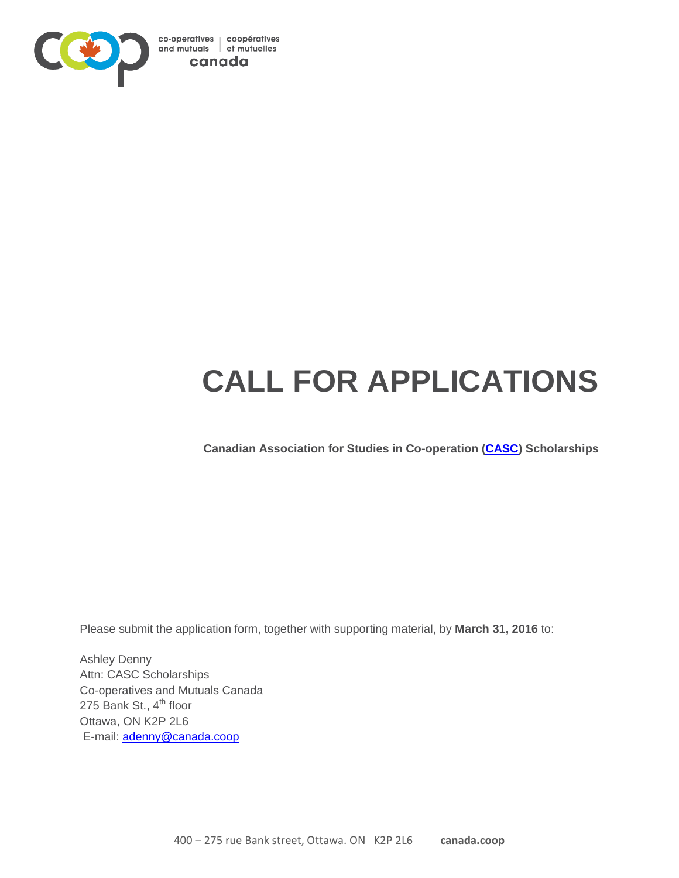co-operatives and mutuals | coopératives et mutuelles
canada

# CALL FOR APPLICATIONS

**Canadian Association for Studies in Co-operation (CASC) Scholarships**

Please submit the application form, together with supporting material, by **March 31, 2016** to:

Ashley Denny
Attn: CASC Scholarships
Co-operatives and Mutuals Canada
275 Bank St., 4th floor
Ottawa, ON K2P 2L6
E-mail: adenny@canada.coop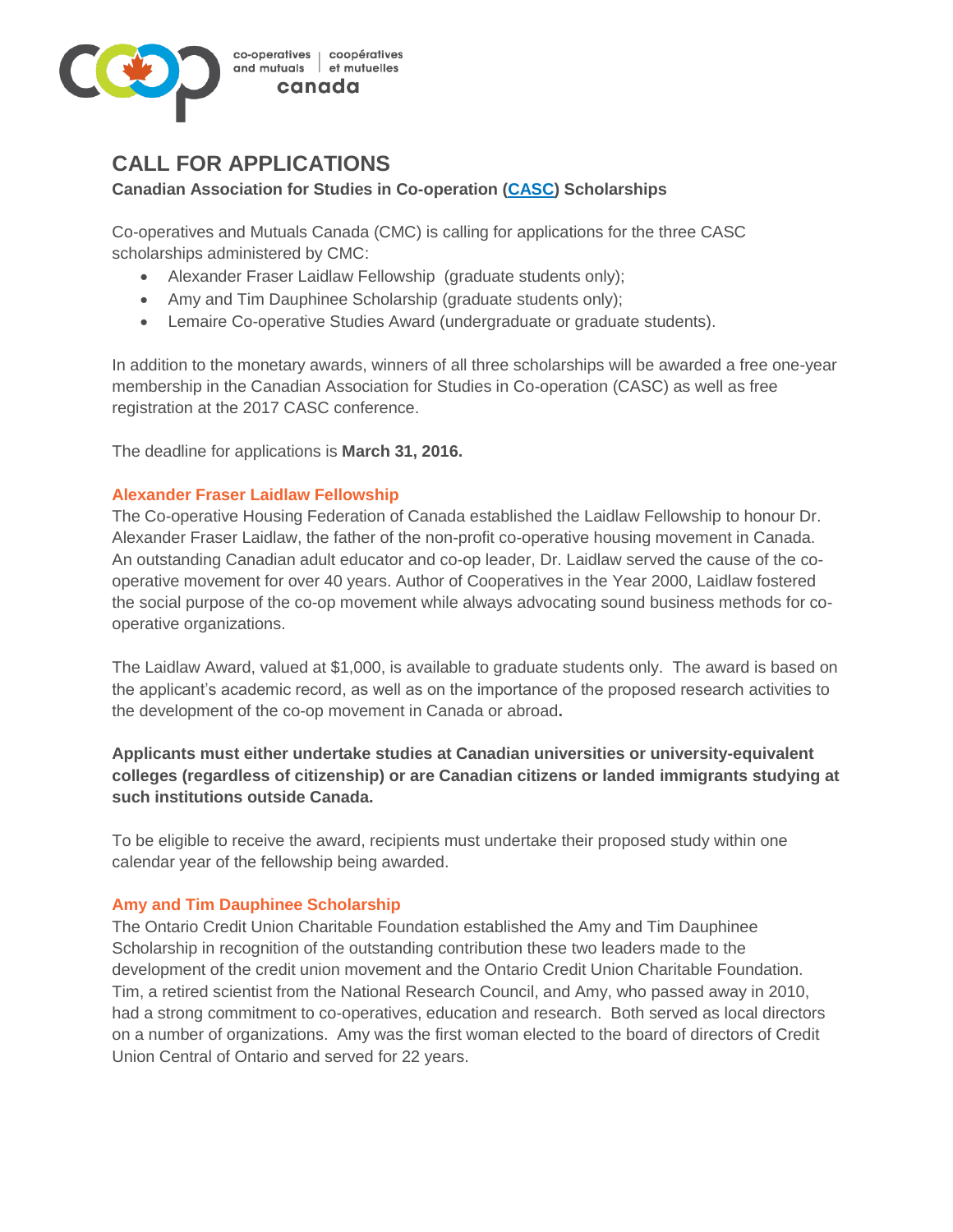# CALL FOR APPLICATIONS

**Canadian Association for Studies in Co-operation (CASC) Scholarships**

Co-operatives and Mutuals Canada (CMC) is calling for applications for the three CASC scholarships administered by CMC:

- Alexander Fraser Laidlaw Fellowship (graduate students only);
- Amy and Tim Dauphinee Scholarship (graduate students only);
- Lemaire Co-operative Studies Award (undergraduate or graduate students).

In addition to the monetary awards, winners of all three scholarships will be awarded a free one-year membership in the Canadian Association for Studies in Co-operation (CASC) as well as free registration at the 2017 CASC conference.

The deadline for applications is **March 31, 2016.**

## Alexander Fraser Laidlaw Fellowship

The Co-operative Housing Federation of Canada established the Laidlaw Fellowship to honour Dr. Alexander Fraser Laidlaw, the father of the non-profit co-operative housing movement in Canada. An outstanding Canadian adult educator and co-op leader, Dr. Laidlaw served the cause of the co-operative movement for over 40 years. Author of Cooperatives in the Year 2000, Laidlaw fostered the social purpose of the co-op movement while always advocating sound business methods for co-operative organizations.

The Laidlaw Award, valued at $1,000, is available to graduate students only. The award is based on the applicant's academic record, as well as on the importance of the proposed research activities to the development of the co-op movement in Canada or abroad.

**Applicants must either undertake studies at Canadian universities or university-equivalent colleges (regardless of citizenship) or are Canadian citizens or landed immigrants studying at such institutions outside Canada.**

To be eligible to receive the award, recipients must undertake their proposed study within one calendar year of the fellowship being awarded.

## Amy and Tim Dauphinee Scholarship

The Ontario Credit Union Charitable Foundation established the Amy and Tim Dauphinee Scholarship in recognition of the outstanding contribution these two leaders made to the development of the credit union movement and the Ontario Credit Union Charitable Foundation. Tim, a retired scientist from the National Research Council, and Amy, who passed away in 2010, had a strong commitment to co-operatives, education and research. Both served as local directors on a number of organizations. Amy was the first woman elected to the board of directors of Credit Union Central of Ontario and served for 22 years.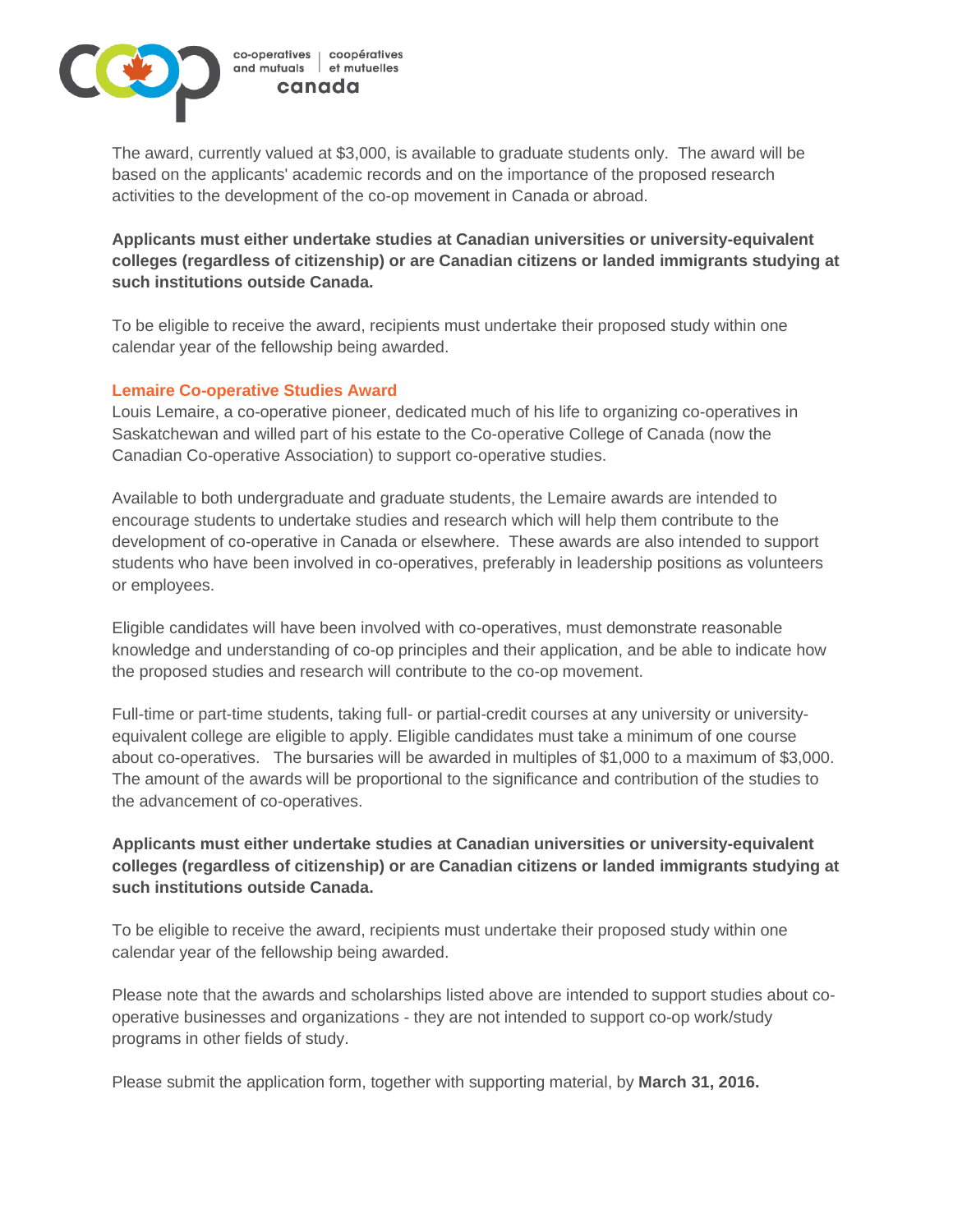The award, currently valued at $3,000, is available to graduate students only. The award will be based on the applicants' academic records and on the importance of the proposed research activities to the development of the co-op movement in Canada or abroad.

**Applicants must either undertake studies at Canadian universities or university-equivalent colleges (regardless of citizenship) or are Canadian citizens or landed immigrants studying at such institutions outside Canada.**

To be eligible to receive the award, recipients must undertake their proposed study within one calendar year of the fellowship being awarded.

### Lemaire Co-operative Studies Award

Louis Lemaire, a co-operative pioneer, dedicated much of his life to organizing co-operatives in Saskatchewan and willed part of his estate to the Co-operative College of Canada (now the Canadian Co-operative Association) to support co-operative studies.

Available to both undergraduate and graduate students, the Lemaire awards are intended to encourage students to undertake studies and research which will help them contribute to the development of co-operative in Canada or elsewhere. These awards are also intended to support students who have been involved in co-operatives, preferably in leadership positions as volunteers or employees.

Eligible candidates will have been involved with co-operatives, must demonstrate reasonable knowledge and understanding of co-op principles and their application, and be able to indicate how the proposed studies and research will contribute to the co-op movement.

Full-time or part-time students, taking full- or partial-credit courses at any university or university-equivalent college are eligible to apply. Eligible candidates must take a minimum of one course about co-operatives. The bursaries will be awarded in multiples of $1,000 to a maximum of $3,000. The amount of the awards will be proportional to the significance and contribution of the studies to the advancement of co-operatives.

**Applicants must either undertake studies at Canadian universities or university-equivalent colleges (regardless of citizenship) or are Canadian citizens or landed immigrants studying at such institutions outside Canada.**

To be eligible to receive the award, recipients must undertake their proposed study within one calendar year of the fellowship being awarded.

Please note that the awards and scholarships listed above are intended to support studies about co-operative businesses and organizations - they are not intended to support co-op work/study programs in other fields of study.

Please submit the application form, together with supporting material, by **March 31, 2016.**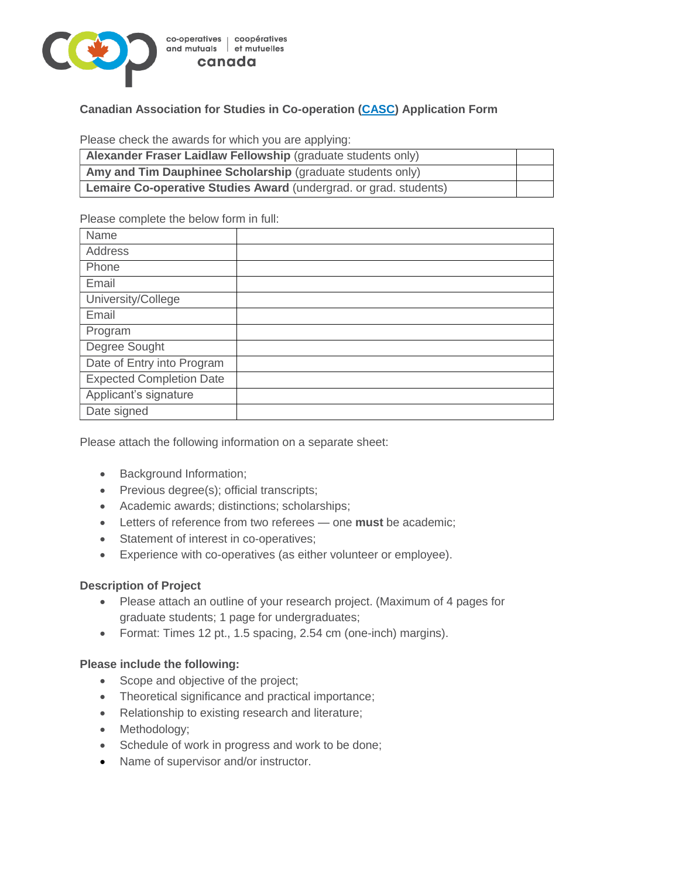co-operatives and mutuals | coopératives et mutuelles
canada

**Canadian Association for Studies in Co-operation (CASC) Application Form**

Please check the awards for which you are applying:

| | |
|---|---|
| **Alexander Fraser Laidlaw Fellowship** (graduate students only) | |
| **Amy and Tim Dauphinee Scholarship** (graduate students only) | |
| **Lemaire Co-operative Studies Award** (undergrad. or grad. students) | |

Please complete the below form in full:

| | |
|---|---|
| Name | |
| Address | |
| Phone | |
| Email | |
| University/College | |
| Email | |
| Program | |
| Degree Sought | |
| Date of Entry into Program | |
| Expected Completion Date | |
| Applicant's signature | |
| Date signed | |

Please attach the following information on a separate sheet:

- Background Information;
- Previous degree(s); official transcripts;
- Academic awards; distinctions; scholarships;
- Letters of reference from two referees — one **must** be academic;
- Statement of interest in co-operatives;
- Experience with co-operatives (as either volunteer or employee).

**Description of Project**

- Please attach an outline of your research project. (Maximum of 4 pages for graduate students; 1 page for undergraduates;
- Format: Times 12 pt., 1.5 spacing, 2.54 cm (one-inch) margins).

**Please include the following:**

- Scope and objective of the project;
- Theoretical significance and practical importance;
- Relationship to existing research and literature;
- Methodology;
- Schedule of work in progress and work to be done;
- Name of supervisor and/or instructor.